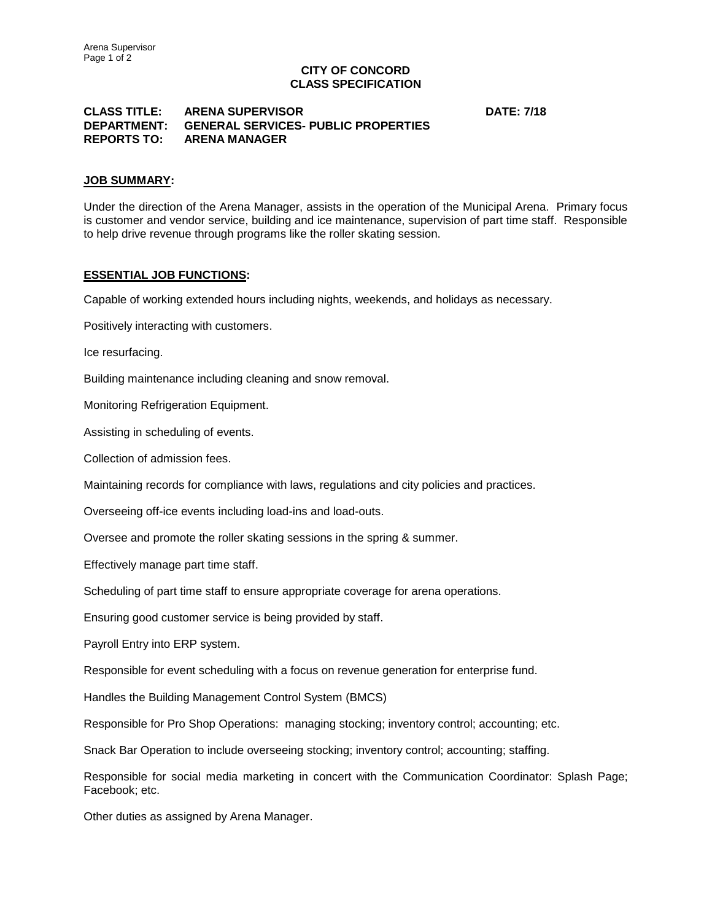**CITY OF CONCORD**
**CLASS SPECIFICATION**

**CLASS TITLE:** **ARENA SUPERVISOR** **DATE: 7/18**
**DEPARTMENT:** **GENERAL SERVICES- PUBLIC PROPERTIES**
**REPORTS TO:** **ARENA MANAGER**

## JOB SUMMARY:

Under the direction of the Arena Manager, assists in the operation of the Municipal Arena. Primary focus is customer and vendor service, building and ice maintenance, supervision of part time staff. Responsible to help drive revenue through programs like the roller skating session.

## ESSENTIAL JOB FUNCTIONS:

Capable of working extended hours including nights, weekends, and holidays as necessary.

Positively interacting with customers.

Ice resurfacing.

Building maintenance including cleaning and snow removal.

Monitoring Refrigeration Equipment.

Assisting in scheduling of events.

Collection of admission fees.

Maintaining records for compliance with laws, regulations and city policies and practices.

Overseeing off-ice events including load-ins and load-outs.

Oversee and promote the roller skating sessions in the spring & summer.

Effectively manage part time staff.

Scheduling of part time staff to ensure appropriate coverage for arena operations.

Ensuring good customer service is being provided by staff.

Payroll Entry into ERP system.

Responsible for event scheduling with a focus on revenue generation for enterprise fund.

Handles the Building Management Control System (BMCS)

Responsible for Pro Shop Operations: managing stocking; inventory control; accounting; etc.

Snack Bar Operation to include overseeing stocking; inventory control; accounting; staffing.

Responsible for social media marketing in concert with the Communication Coordinator: Splash Page; Facebook; etc.

Other duties as assigned by Arena Manager.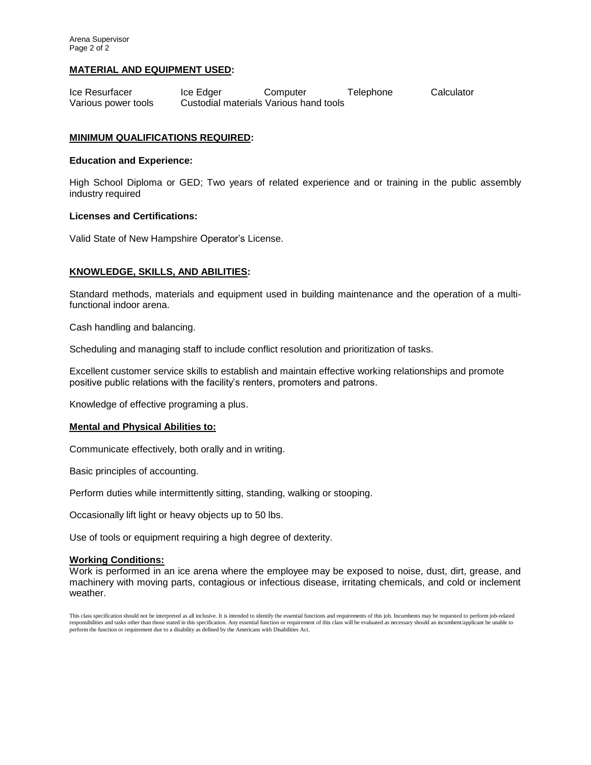## MATERIAL AND EQUIPMENT USED:

| | | | | |
|---|---|---|---|---|
| Ice Resurfacer | Ice Edger | Computer | Telephone | Calculator |
| Various power tools | Custodial materials | Various hand tools | | |

## MINIMUM QUALIFICATIONS REQUIRED:

### Education and Experience:

High School Diploma or GED; Two years of related experience and or training in the public assembly industry required

### Licenses and Certifications:

Valid State of New Hampshire Operator's License.

## KNOWLEDGE, SKILLS, AND ABILITIES:

Standard methods, materials and equipment used in building maintenance and the operation of a multi-functional indoor arena.

Cash handling and balancing.

Scheduling and managing staff to include conflict resolution and prioritization of tasks.

Excellent customer service skills to establish and maintain effective working relationships and promote positive public relations with the facility's renters, promoters and patrons.

Knowledge of effective programing a plus.

### Mental and Physical Abilities to:

Communicate effectively, both orally and in writing.

Basic principles of accounting.

Perform duties while intermittently sitting, standing, walking or stooping.

Occasionally lift light or heavy objects up to 50 lbs.

Use of tools or equipment requiring a high degree of dexterity.

### Working Conditions:

Work is performed in an ice arena where the employee may be exposed to noise, dust, dirt, grease, and machinery with moving parts, contagious or infectious disease, irritating chemicals, and cold or inclement weather.

This class specification should not be interpreted as all inclusive. It is intended to identify the essential functions and requirements of this job. Incumbents may be requested to perform job-related responsibilities and tasks other than those stated in this specification. Any essential function or requirement of this class will be evaluated as necessary should an incumbent/applicant be unable to perform the function or requirement due to a disability as defined by the Americans with Disabilities Act.